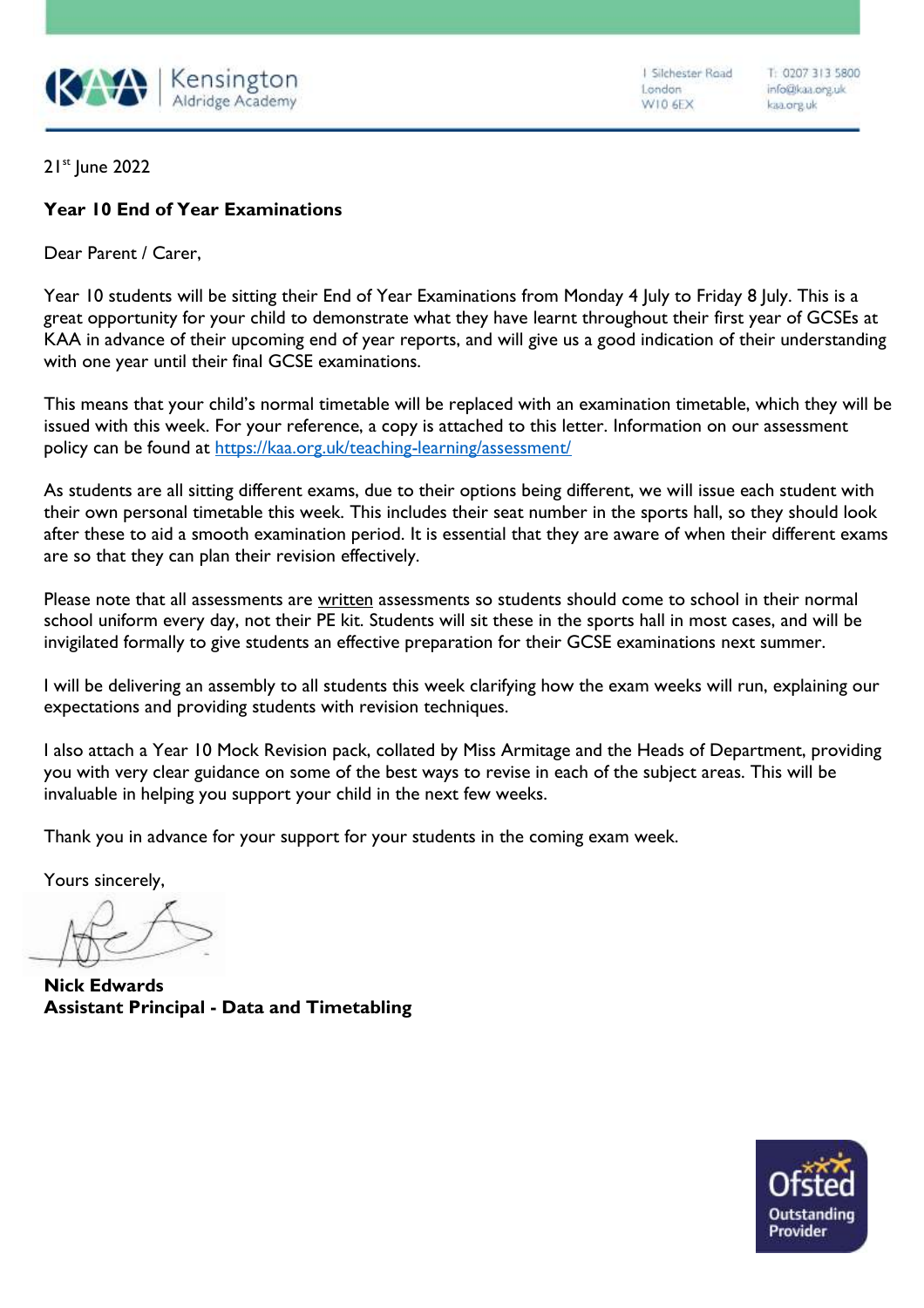Kensington Aldridge Academy

1 Silchester Road
London
W10 6EX

T: 0207 313 5800
info@kaa.org.uk
kaa.org.uk

21st June 2022

**Year 10 End of Year Examinations**

Dear Parent / Carer,

Year 10 students will be sitting their End of Year Examinations from Monday 4 July to Friday 8 July. This is a great opportunity for your child to demonstrate what they have learnt throughout their first year of GCSEs at KAA in advance of their upcoming end of year reports, and will give us a good indication of their understanding with one year until their final GCSE examinations.

This means that your child's normal timetable will be replaced with an examination timetable, which they will be issued with this week. For your reference, a copy is attached to this letter. Information on our assessment policy can be found at [https://kaa.org.uk/teaching-learning/assessment/](https://kaa.org.uk/teaching-learning/assessment/)

As students are all sitting different exams, due to their options being different, we will issue each student with their own personal timetable this week. This includes their seat number in the sports hall, so they should look after these to aid a smooth examination period. It is essential that they are aware of when their different exams are so that they can plan their revision effectively.

Please note that all assessments are <u>written</u> assessments so students should come to school in their normal school uniform every day, not their PE kit. Students will sit these in the sports hall in most cases, and will be invigilated formally to give students an effective preparation for their GCSE examinations next summer.

I will be delivering an assembly to all students this week clarifying how the exam weeks will run, explaining our expectations and providing students with revision techniques.

I also attach a Year 10 Mock Revision pack, collated by Miss Armitage and the Heads of Department, providing you with very clear guidance on some of the best ways to revise in each of the subject areas. This will be invaluable in helping you support your child in the next few weeks.

Thank you in advance for your support for your students in the coming exam week.

Yours sincerely,

**Nick Edwards**
**Assistant Principal - Data and Timetabling**

Ofsted Outstanding Provider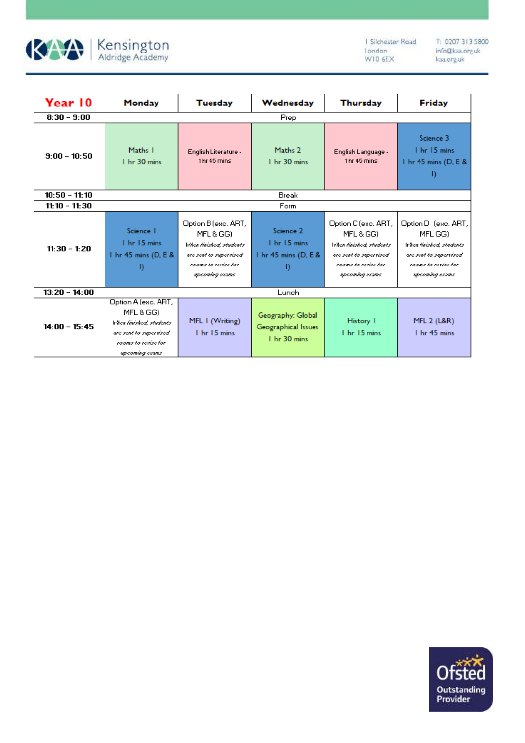| Year 10 | Monday | Tuesday | Wednesday | Thursday | Friday |
|---|---|---|---|---|---|
| 8:30 – 9:00 | Prep | | | | |
| 9:00 – 10:50 | Maths 1<br>1 hr 30 mins | English Literature - 1 hr 45 mins | Maths 2<br>1 hr 30 mins | English Language - 1 hr 45 mins | Science 3<br>1 hr 15 mins<br>1 hr 45 mins (D, E & I) |
| 10:50 – 11:10 | Break | | | | |
| 11:10 – 11:30 | Form | | | | |
| 11:30 – 1:20 | Science 1<br>1 hr 15 mins<br>1 hr 45 mins (D, E & I) | Option B (exc. ART, MFL & GG)<br>*When finished, students are sent to supervised rooms to revise for upcoming exams* | Science 2<br>1 hr 15 mins<br>1 hr 45 mins (D, E & I) | Option C (exc. ART, MFL & GG)<br>*When finished, students are sent to supervised rooms to revise for upcoming exams* | Option D (exc. ART, MFL GG)<br>*When finished, students are sent to supervised rooms to revise for upcoming exams* |
| 13:20 – 14:00 | Lunch | | | | |
| 14:00 – 15:45 | Option A (exc. ART, MFL & GG)<br>*When finished, students are sent to supervised rooms to revise for upcoming exams* | MFL 1 (Writing)<br>1 hr 15 mins | Geography: Global Geographical Issues<br>1 hr 30 mins | History 1<br>1 hr 15 mins | MFL 2 (L&R)<br>1 hr 45 mins |